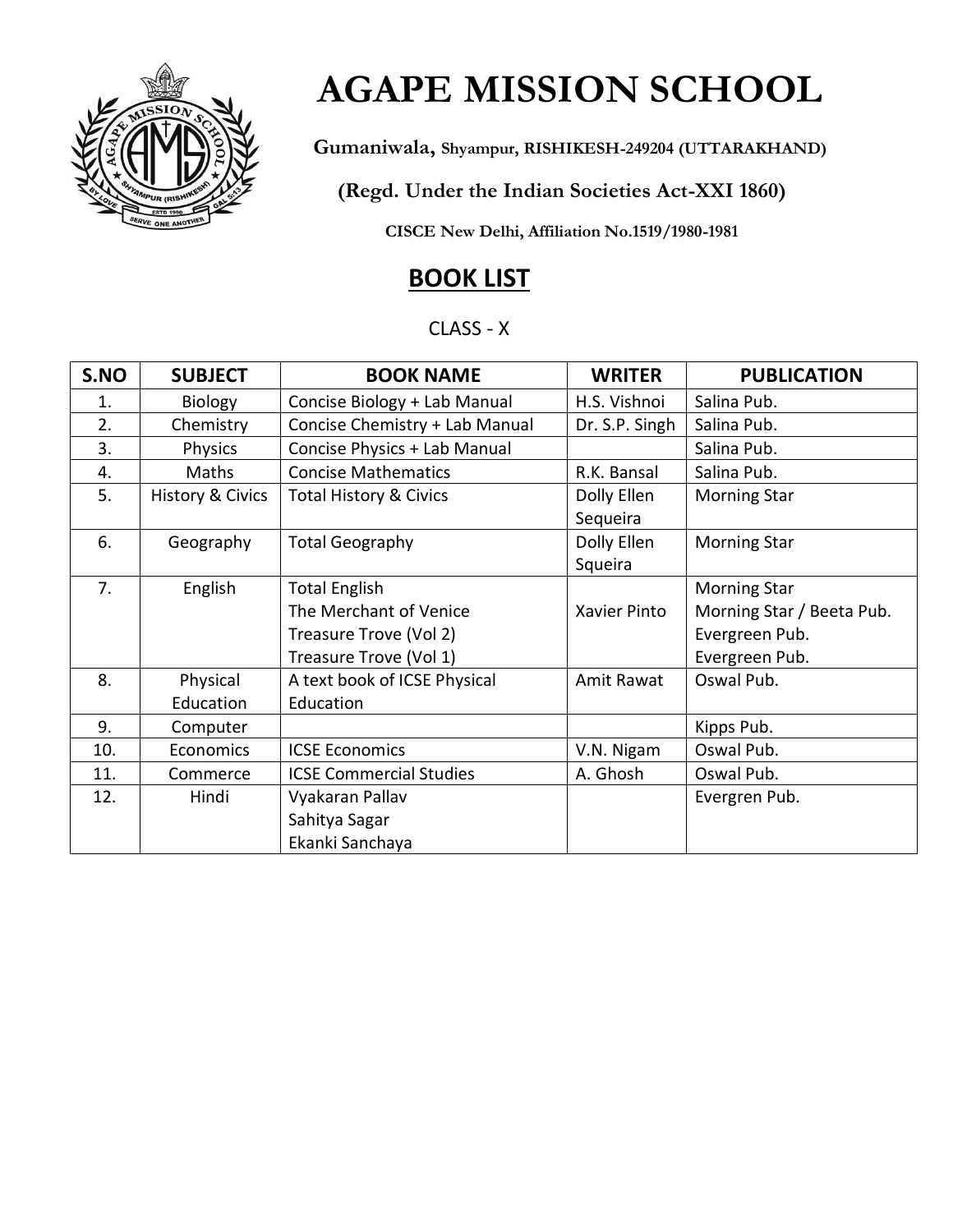# AGAPE MISSION SCHOOL

**Gumaniwala, Shyampur, RISHIKESH-249204 (UTTARAKHAND)**

**(Regd. Under the Indian Societies Act-XXI 1860)**

**CISCE New Delhi, Affiliation No.1519/1980-1981**

## BOOK LIST

CLASS - X

| S.NO | SUBJECT | BOOK NAME | WRITER | PUBLICATION |
|---|---|---|---|---|
| 1. | Biology | Concise Biology + Lab Manual | H.S. Vishnoi | Salina Pub. |
| 2. | Chemistry | Concise Chemistry + Lab Manual | Dr. S.P. Singh | Salina Pub. |
| 3. | Physics | Concise Physics + Lab Manual | | Salina Pub. |
| 4. | Maths | Concise Mathematics | R.K. Bansal | Salina Pub. |
| 5. | History & Civics | Total History & Civics | Dolly Ellen Sequeira | Morning Star |
| 6. | Geography | Total Geography | Dolly Ellen Squeira | Morning Star |
| 7. | English | Total English<br>The Merchant of Venice<br>Treasure Trove (Vol 2)<br>Treasure Trove (Vol 1) | Xavier Pinto | Morning Star<br>Morning Star / Beeta Pub.<br>Evergreen Pub.<br>Evergreen Pub. |
| 8. | Physical Education | A text book of ICSE Physical Education | Amit Rawat | Oswal Pub. |
| 9. | Computer | | | Kipps Pub. |
| 10. | Economics | ICSE Economics | V.N. Nigam | Oswal Pub. |
| 11. | Commerce | ICSE Commercial Studies | A. Ghosh | Oswal Pub. |
| 12. | Hindi | Vyakaran Pallav<br>Sahitya Sagar<br>Ekanki Sanchaya | | Evergren Pub. |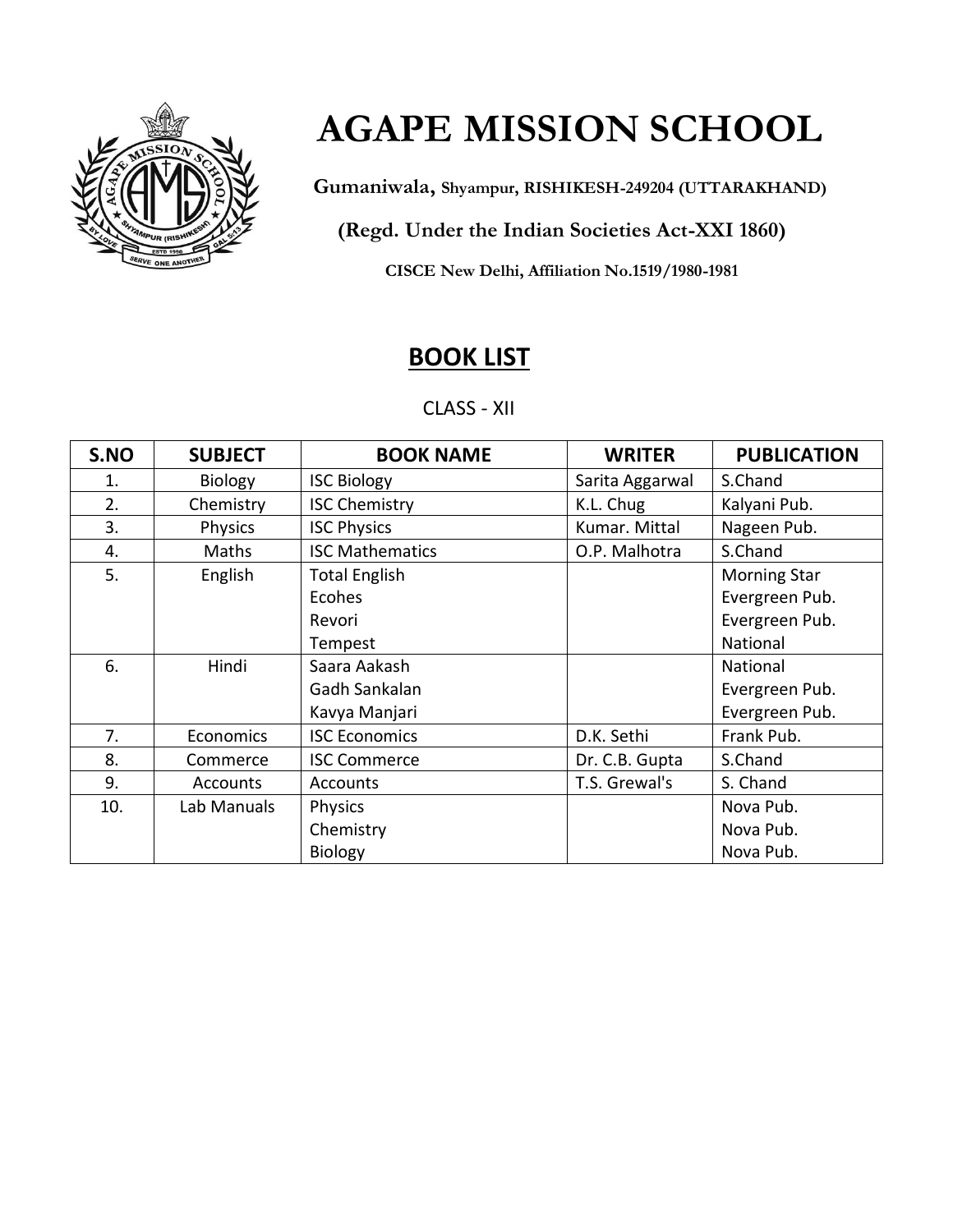# AGAPE MISSION SCHOOL

**Gumaniwala, Shyampur, RISHIKESH-249204 (UTTARAKHAND)**

**(Regd. Under the Indian Societies Act-XXI 1860)**

**CISCE New Delhi, Affiliation No.1519/1980-1981**

## BOOK LIST

CLASS - XII

| S.NO | SUBJECT | BOOK NAME | WRITER | PUBLICATION |
|---|---|---|---|---|
| 1. | Biology | ISC Biology | Sarita Aggarwal | S.Chand |
| 2. | Chemistry | ISC Chemistry | K.L. Chug | Kalyani Pub. |
| 3. | Physics | ISC Physics | Kumar. Mittal | Nageen Pub. |
| 4. | Maths | ISC Mathematics | O.P. Malhotra | S.Chand |
| 5. | English | Total English<br>Ecohes<br>Revori<br>Tempest | | Morning Star<br>Evergreen Pub.<br>Evergreen Pub.<br>National |
| 6. | Hindi | Saara Aakash<br>Gadh Sankalan<br>Kavya Manjari | | National<br>Evergreen Pub.<br>Evergreen Pub. |
| 7. | Economics | ISC Economics | D.K. Sethi | Frank Pub. |
| 8. | Commerce | ISC Commerce | Dr. C.B. Gupta | S.Chand |
| 9. | Accounts | Accounts | T.S. Grewal's | S. Chand |
| 10. | Lab Manuals | Physics<br>Chemistry<br>Biology | | Nova Pub.<br>Nova Pub.<br>Nova Pub. |